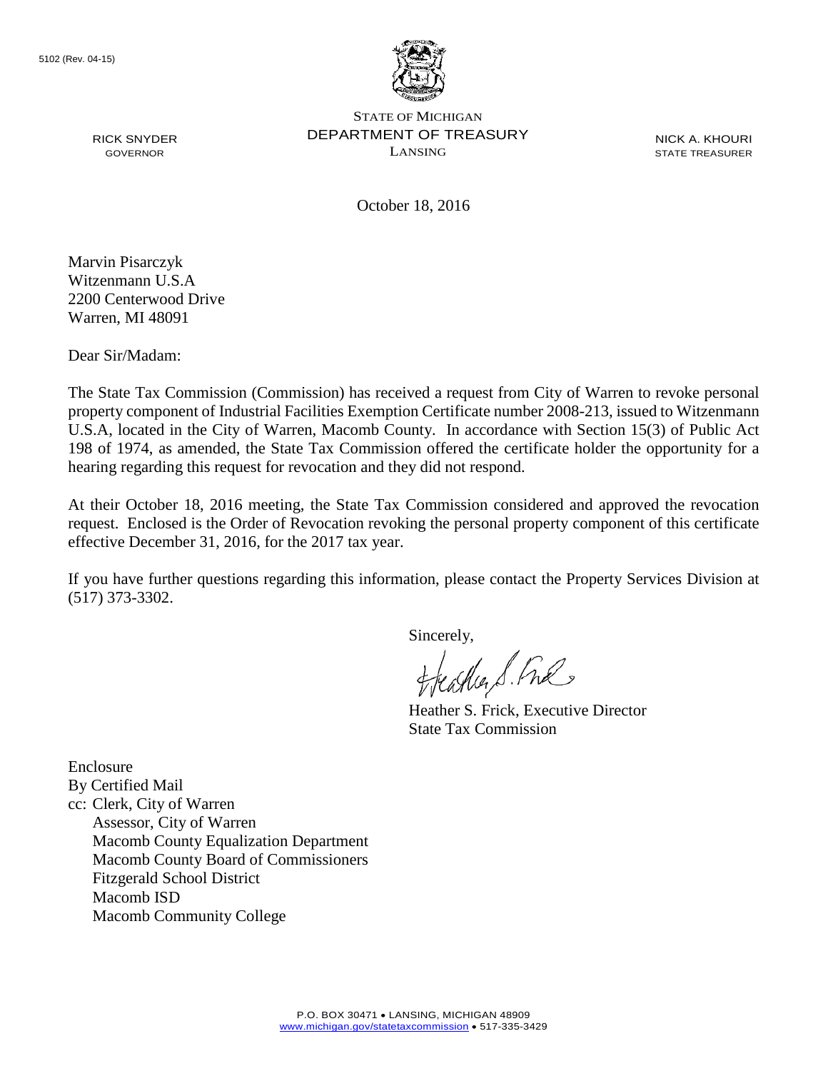5102 (Rev. 04-15)

STATE OF MICHIGAN
DEPARTMENT OF TREASURY
LANSING

RICK SNYDER
GOVERNOR

NICK A. KHOURI
STATE TREASURER

October 18, 2016

Marvin Pisarczyk
Witzenmann U.S.A
2200 Centerwood Drive
Warren, MI 48091

Dear Sir/Madam:

The State Tax Commission (Commission) has received a request from City of Warren to revoke personal property component of Industrial Facilities Exemption Certificate number 2008-213, issued to Witzenmann U.S.A, located in the City of Warren, Macomb County. In accordance with Section 15(3) of Public Act 198 of 1974, as amended, the State Tax Commission offered the certificate holder the opportunity for a hearing regarding this request for revocation and they did not respond.

At their October 18, 2016 meeting, the State Tax Commission considered and approved the revocation request. Enclosed is the Order of Revocation revoking the personal property component of this certificate effective December 31, 2016, for the 2017 tax year.

If you have further questions regarding this information, please contact the Property Services Division at (517) 373-3302.

Sincerely,

Heather S. Frick, Executive Director
State Tax Commission

Enclosure
By Certified Mail
cc: Clerk, City of Warren
Assessor, City of Warren
Macomb County Equalization Department
Macomb County Board of Commissioners
Fitzgerald School District
Macomb ISD
Macomb Community College

P.O. BOX 30471 • LANSING, MICHIGAN 48909
www.michigan.gov/statetaxcommission • 517-335-3429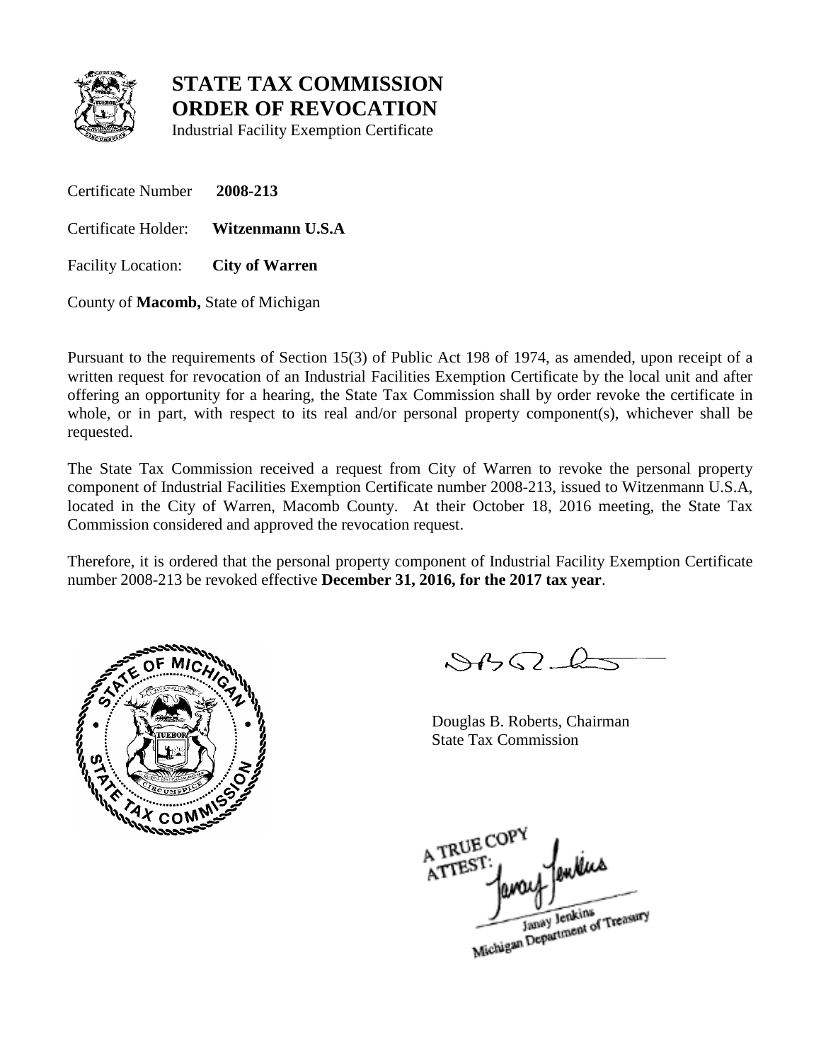# STATE TAX COMMISSION
# ORDER OF REVOCATION

Industrial Facility Exemption Certificate

Certificate Number **2008-213**

Certificate Holder: **Witzenmann U.S.A**

Facility Location: **City of Warren**

County of **Macomb,** State of Michigan

Pursuant to the requirements of Section 15(3) of Public Act 198 of 1974, as amended, upon receipt of a written request for revocation of an Industrial Facilities Exemption Certificate by the local unit and after offering an opportunity for a hearing, the State Tax Commission shall by order revoke the certificate in whole, or in part, with respect to its real and/or personal property component(s), whichever shall be requested.

The State Tax Commission received a request from City of Warren to revoke the personal property component of Industrial Facilities Exemption Certificate number 2008-213, issued to Witzenmann U.S.A, located in the City of Warren, Macomb County. At their October 18, 2016 meeting, the State Tax Commission considered and approved the revocation request.

Therefore, it is ordered that the personal property component of Industrial Facility Exemption Certificate number 2008-213 be revoked effective **December 31, 2016, for the 2017 tax year**.

Douglas B. Roberts, Chairman
State Tax Commission

A TRUE COPY
ATTEST:
Janay Jenkins
Michigan Department of Treasury